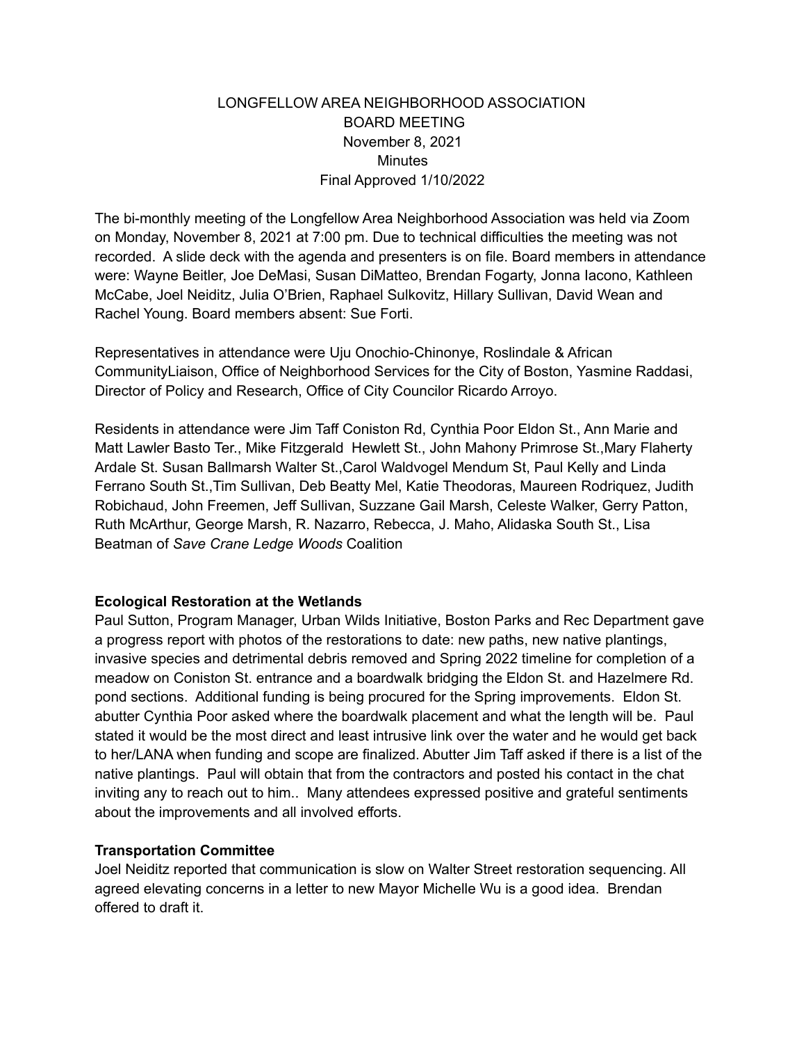LONGFELLOW AREA NEIGHBORHOOD ASSOCIATION
BOARD MEETING
November 8, 2021
Minutes
Final Approved 1/10/2022

The bi-monthly meeting of the Longfellow Area Neighborhood Association was held via Zoom on Monday, November 8, 2021 at 7:00 pm. Due to technical difficulties the meeting was not recorded. A slide deck with the agenda and presenters is on file. Board members in attendance were: Wayne Beitler, Joe DeMasi, Susan DiMatteo, Brendan Fogarty, Jonna Iacono, Kathleen McCabe, Joel Neiditz, Julia O'Brien, Raphael Sulkovitz, Hillary Sullivan, David Wean and Rachel Young. Board members absent: Sue Forti.

Representatives in attendance were Uju Onochio-Chinonye, Roslindale & African CommunityLiaison, Office of Neighborhood Services for the City of Boston, Yasmine Raddasi, Director of Policy and Research, Office of City Councilor Ricardo Arroyo.

Residents in attendance were Jim Taff Coniston Rd, Cynthia Poor Eldon St., Ann Marie and Matt Lawler Basto Ter., Mike Fitzgerald Hewlett St., John Mahony Primrose St.,Mary Flaherty Ardale St. Susan Ballmarsh Walter St.,Carol Waldvogel Mendum St, Paul Kelly and Linda Ferrano South St.,Tim Sullivan, Deb Beatty Mel, Katie Theodoras, Maureen Rodriquez, Judith Robichaud, John Freemen, Jeff Sullivan, Suzzane Gail Marsh, Celeste Walker, Gerry Patton, Ruth McArthur, George Marsh, R. Nazarro, Rebecca, J. Maho, Alidaska South St., Lisa Beatman of *Save Crane Ledge Woods* Coalition

**Ecological Restoration at the Wetlands**
Paul Sutton, Program Manager, Urban Wilds Initiative, Boston Parks and Rec Department gave a progress report with photos of the restorations to date: new paths, new native plantings, invasive species and detrimental debris removed and Spring 2022 timeline for completion of a meadow on Coniston St. entrance and a boardwalk bridging the Eldon St. and Hazelmere Rd. pond sections. Additional funding is being procured for the Spring improvements. Eldon St. abutter Cynthia Poor asked where the boardwalk placement and what the length will be. Paul stated it would be the most direct and least intrusive link over the water and he would get back to her/LANA when funding and scope are finalized. Abutter Jim Taff asked if there is a list of the native plantings. Paul will obtain that from the contractors and posted his contact in the chat inviting any to reach out to him.. Many attendees expressed positive and grateful sentiments about the improvements and all involved efforts.

**Transportation Committee**
Joel Neiditz reported that communication is slow on Walter Street restoration sequencing. All agreed elevating concerns in a letter to new Mayor Michelle Wu is a good idea. Brendan offered to draft it.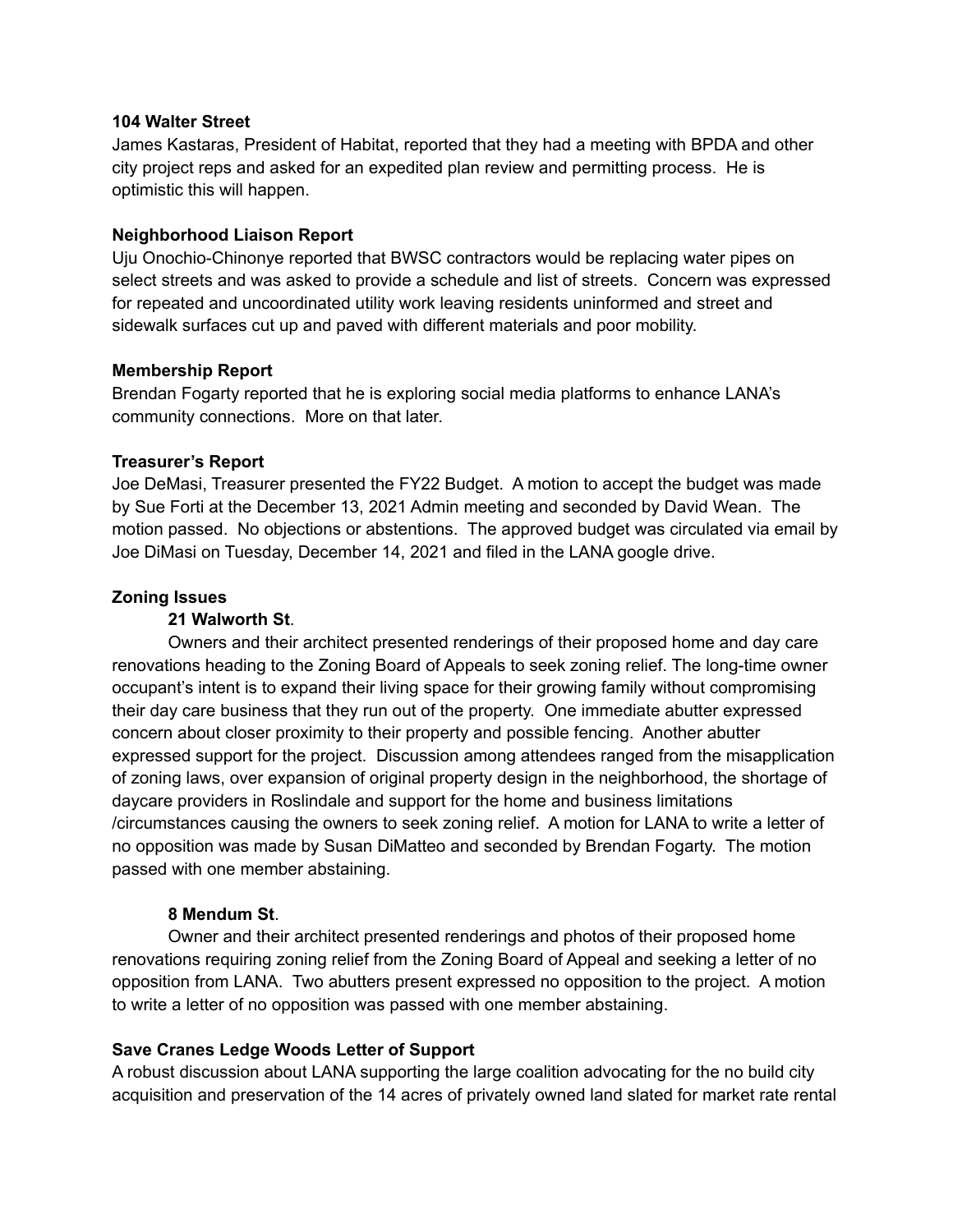**104 Walter Street**

James Kastaras, President of Habitat, reported that they had a meeting with BPDA and other city project reps and asked for an expedited plan review and permitting process. He is optimistic this will happen.

**Neighborhood Liaison Report**

Uju Onochio-Chinonye reported that BWSC contractors would be replacing water pipes on select streets and was asked to provide a schedule and list of streets. Concern was expressed for repeated and uncoordinated utility work leaving residents uninformed and street and sidewalk surfaces cut up and paved with different materials and poor mobility.

**Membership Report**

Brendan Fogarty reported that he is exploring social media platforms to enhance LANA's community connections. More on that later.

**Treasurer's Report**

Joe DeMasi, Treasurer presented the FY22 Budget. A motion to accept the budget was made by Sue Forti at the December 13, 2021 Admin meeting and seconded by David Wean. The motion passed. No objections or abstentions. The approved budget was circulated via email by Joe DiMasi on Tuesday, December 14, 2021 and filed in the LANA google drive.

**Zoning Issues**

**21 Walworth St**.

Owners and their architect presented renderings of their proposed home and day care renovations heading to the Zoning Board of Appeals to seek zoning relief. The long-time owner occupant's intent is to expand their living space for their growing family without compromising their day care business that they run out of the property. One immediate abutter expressed concern about closer proximity to their property and possible fencing. Another abutter expressed support for the project. Discussion among attendees ranged from the misapplication of zoning laws, over expansion of original property design in the neighborhood, the shortage of daycare providers in Roslindale and support for the home and business limitations /circumstances causing the owners to seek zoning relief. A motion for LANA to write a letter of no opposition was made by Susan DiMatteo and seconded by Brendan Fogarty. The motion passed with one member abstaining.

**8 Mendum St**.

Owner and their architect presented renderings and photos of their proposed home renovations requiring zoning relief from the Zoning Board of Appeal and seeking a letter of no opposition from LANA. Two abutters present expressed no opposition to the project. A motion to write a letter of no opposition was passed with one member abstaining.

**Save Cranes Ledge Woods Letter of Support**

A robust discussion about LANA supporting the large coalition advocating for the no build city acquisition and preservation of the 14 acres of privately owned land slated for market rate rental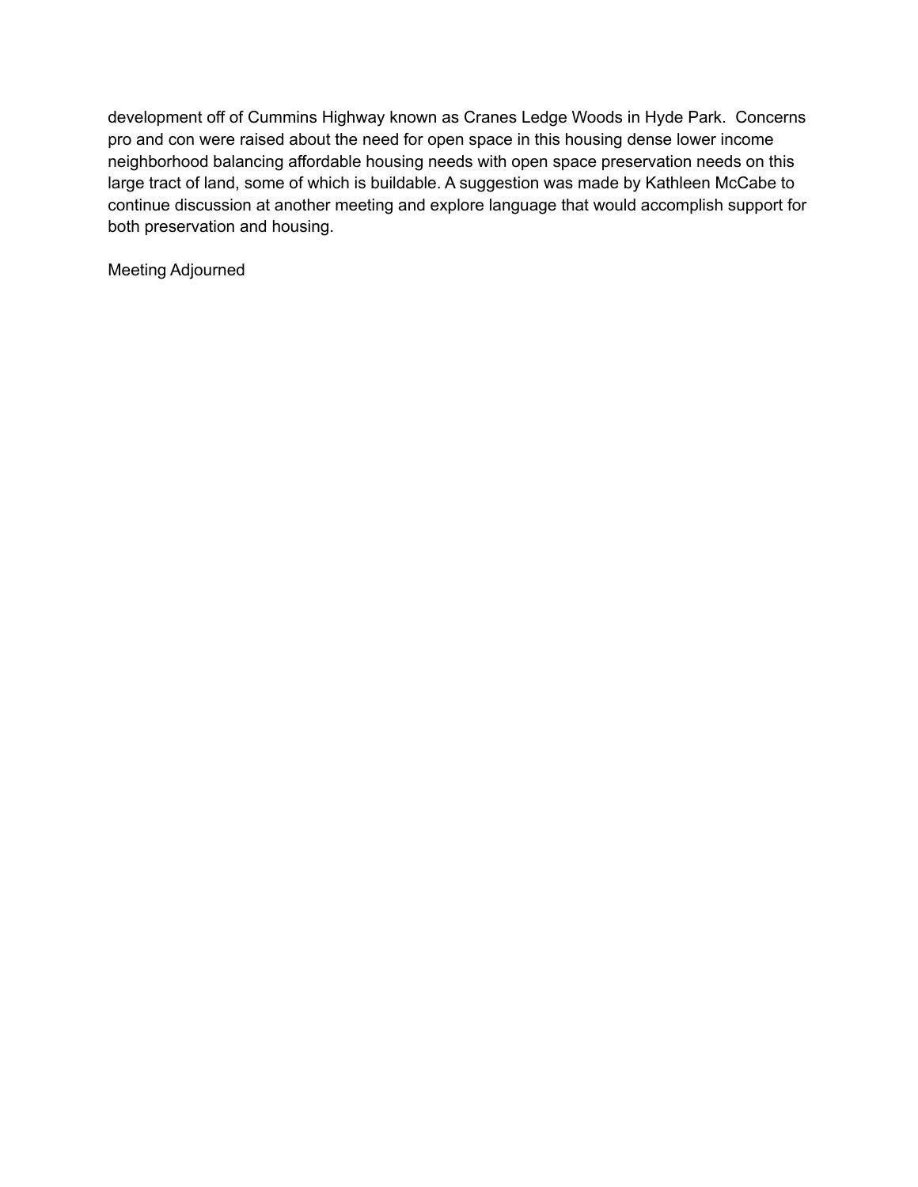development off of Cummins Highway known as Cranes Ledge Woods in Hyde Park. Concerns pro and con were raised about the need for open space in this housing dense lower income neighborhood balancing affordable housing needs with open space preservation needs on this large tract of land, some of which is buildable. A suggestion was made by Kathleen McCabe to continue discussion at another meeting and explore language that would accomplish support for both preservation and housing.

Meeting Adjourned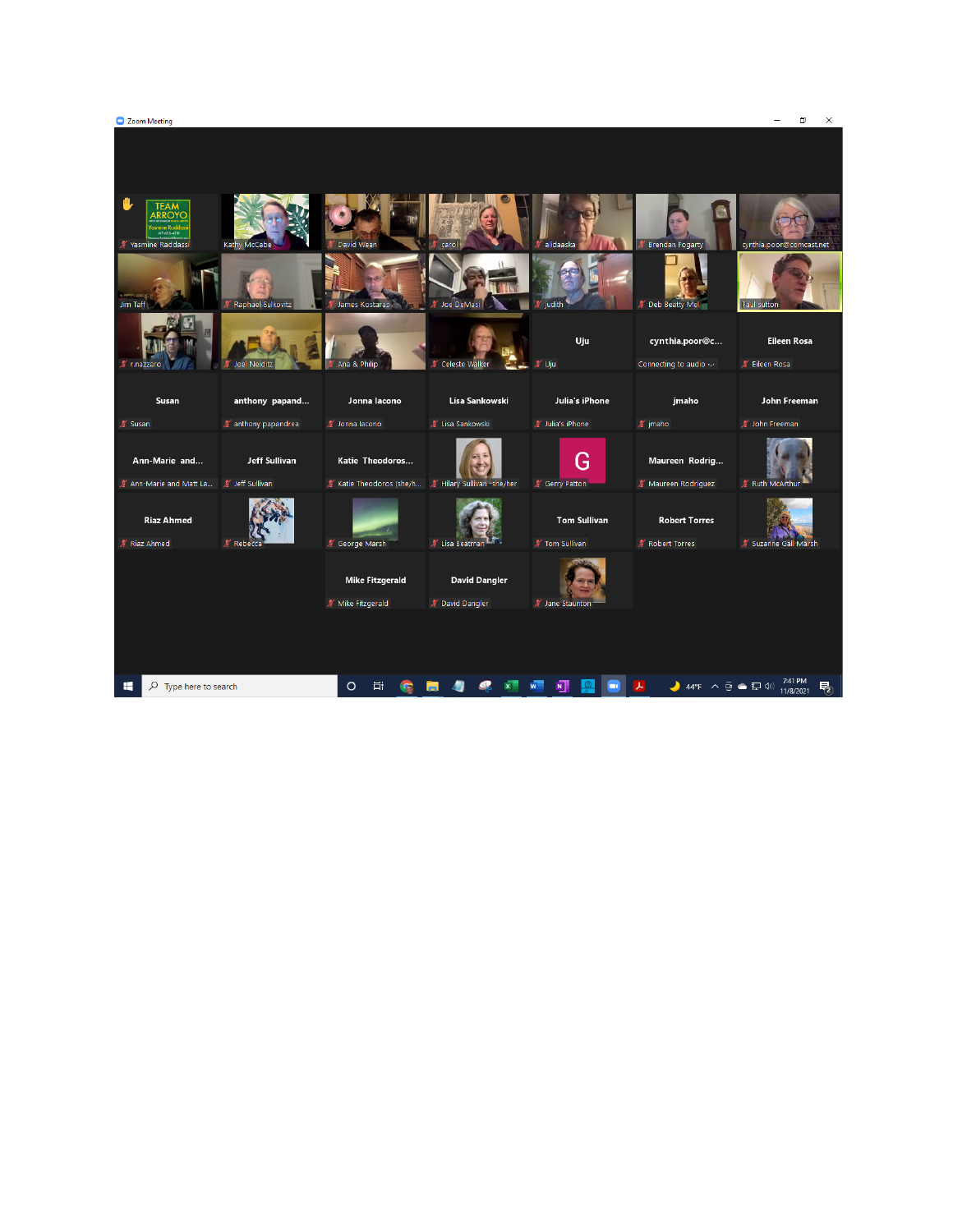Zoom Meeting

TEAM ARROYO
Yasmine Raddassi

Yasmine Raddassi
Kathy McCabe
David Wean
carol
alidaaska
Brendan Fogarty
cynthia.poor@comcast.net

Jim Taff
Raphael Sulkovitz
James Kostaras
Joe DeMasi
judith
Deb Beatty Mel
Paul sutton

r.nazzaro
Joel Neiditz
Ana & Philip
Celeste Walker
Uju
cynthia.poor@c...
Connecting to audio ...
Eileen Rosa

Susan
anthony papandrea
Jonna Iacono
Lisa Sankowski
Julia's iPhone
jmaho
John Freeman

Ann-Marie and Matt La...
Jeff Sullivan
Katie Theodoros (sheyh...
Hilary Sullivan -she/her
G
Gerry Patton
Maureen Rodriguez
Ruth McArthur

Riaz Ahmed
Rebecca
George Marsh
Lisa Beatman
Tom Sullivan
Robert Torres
Suzanne Gall Marsh

Mike Fitzgerald
David Dangler
Jane Staunton

Type here to search
44°F
7:41 PM
11/8/2021